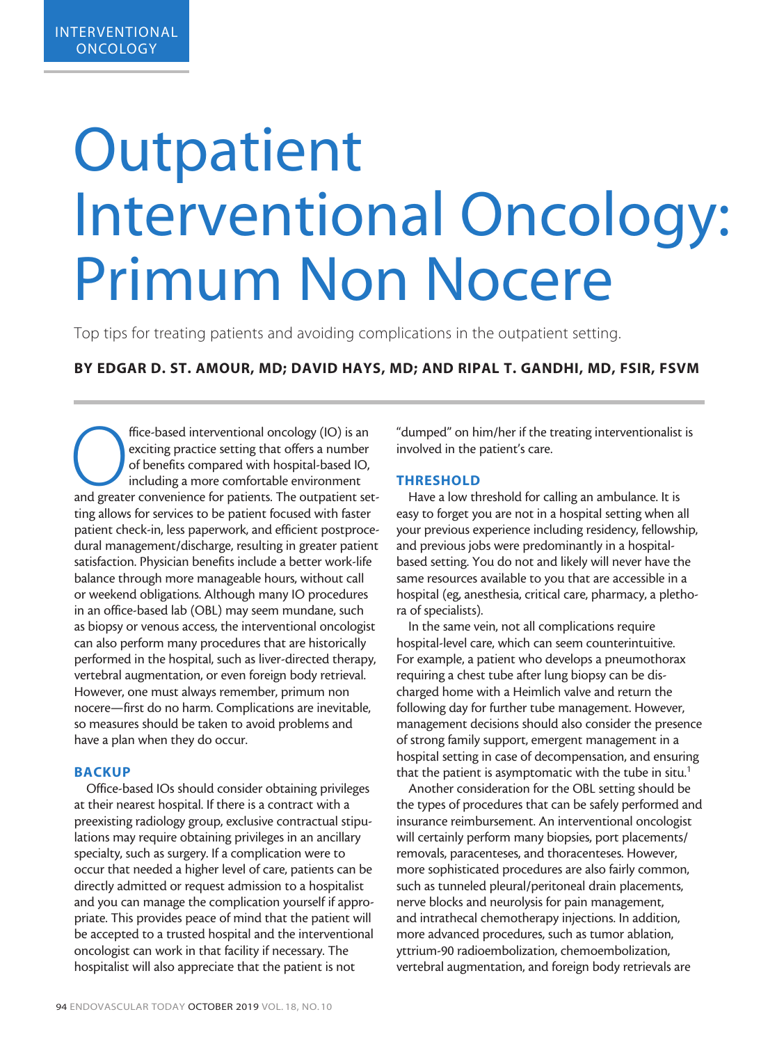INTERVENTIONAL ONCOLOGY

# Outpatient Interventional Oncology: Primum Non Nocere

Top tips for treating patients and avoiding complications in the outpatient setting.

**BY EDGAR D. ST. AMOUR, MD; DAVID HAYS, MD; AND RIPAL T. GANDHI, MD, FSIR, FSVM**

Office-based interventional oncology (IO) is an exciting practice setting that offers a number of benefits compared with hospital-based IO, including a more comfortable environment and greater convenience for patients. The outpatient setting allows for services to be patient focused with faster patient check-in, less paperwork, and efficient postprocedural management/discharge, resulting in greater patient satisfaction. Physician benefits include a better work-life balance through more manageable hours, without call or weekend obligations. Although many IO procedures in an office-based lab (OBL) may seem mundane, such as biopsy or venous access, the interventional oncologist can also perform many procedures that are historically performed in the hospital, such as liver-directed therapy, vertebral augmentation, or even foreign body retrieval. However, one must always remember, primum non nocere—first do no harm. Complications are inevitable, so measures should be taken to avoid problems and have a plan when they do occur.

## BACKUP

Office-based IOs should consider obtaining privileges at their nearest hospital. If there is a contract with a preexisting radiology group, exclusive contractual stipulations may require obtaining privileges in an ancillary specialty, such as surgery. If a complication were to occur that needed a higher level of care, patients can be directly admitted or request admission to a hospitalist and you can manage the complication yourself if appropriate. This provides peace of mind that the patient will be accepted to a trusted hospital and the interventional oncologist can work in that facility if necessary. The hospitalist will also appreciate that the patient is not "dumped" on him/her if the treating interventionalist is involved in the patient's care.

## THRESHOLD

Have a low threshold for calling an ambulance. It is easy to forget you are not in a hospital setting when all your previous experience including residency, fellowship, and previous jobs were predominantly in a hospital-based setting. You do not and likely will never have the same resources available to you that are accessible in a hospital (eg, anesthesia, critical care, pharmacy, a plethora of specialists).

In the same vein, not all complications require hospital-level care, which can seem counterintuitive. For example, a patient who develops a pneumothorax requiring a chest tube after lung biopsy can be discharged home with a Heimlich valve and return the following day for further tube management. However, management decisions should also consider the presence of strong family support, emergent management in a hospital setting in case of decompensation, and ensuring that the patient is asymptomatic with the tube in situ.[1]

Another consideration for the OBL setting should be the types of procedures that can be safely performed and insurance reimbursement. An interventional oncologist will certainly perform many biopsies, port placements/removals, paracenteses, and thoracenteses. However, more sophisticated procedures are also fairly common, such as tunneled pleural/peritoneal drain placements, nerve blocks and neurolysis for pain management, and intrathecal chemotherapy injections. In addition, more advanced procedures, such as tumor ablation, yttrium-90 radioembolization, chemoembolization, vertebral augmentation, and foreign body retrievals are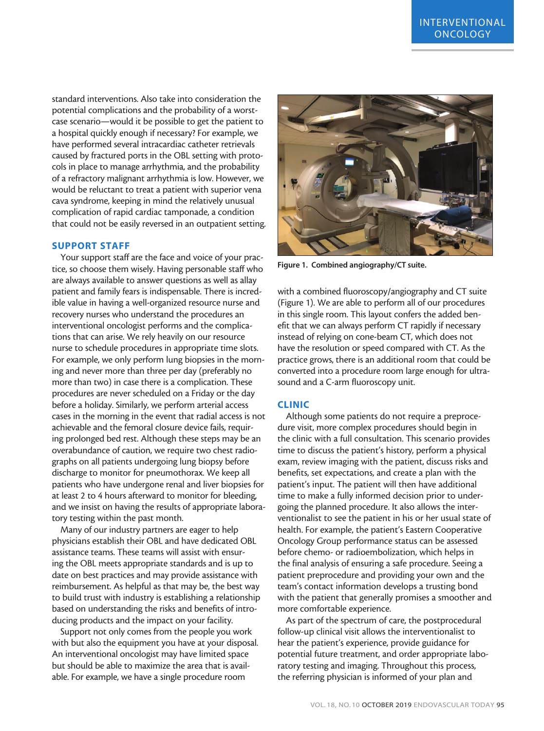standard interventions. Also take into consideration the potential complications and the probability of a worst-case scenario—would it be possible to get the patient to a hospital quickly enough if necessary? For example, we have performed several intracardiac catheter retrievals caused by fractured ports in the OBL setting with protocols in place to manage arrhythmia, and the probability of a refractory malignant arrhythmia is low. However, we would be reluctant to treat a patient with superior vena cava syndrome, keeping in mind the relatively unusual complication of rapid cardiac tamponade, a condition that could not be easily reversed in an outpatient setting.

## SUPPORT STAFF

Your support staff are the face and voice of your practice, so choose them wisely. Having personable staff who are always available to answer questions as well as allay patient and family fears is indispensable. There is incredible value in having a well-organized resource nurse and recovery nurses who understand the procedures an interventional oncologist performs and the complications that can arise. We rely heavily on our resource nurse to schedule procedures in appropriate time slots. For example, we only perform lung biopsies in the morning and never more than three per day (preferably no more than two) in case there is a complication. These procedures are never scheduled on a Friday or the day before a holiday. Similarly, we perform arterial access cases in the morning in the event that radial access is not achievable and the femoral closure device fails, requiring prolonged bed rest. Although these steps may be an overabundance of caution, we require two chest radiographs on all patients undergoing lung biopsy before discharge to monitor for pneumothorax. We keep all patients who have undergone renal and liver biopsies for at least 2 to 4 hours afterward to monitor for bleeding, and we insist on having the results of appropriate laboratory testing within the past month.

Many of our industry partners are eager to help physicians establish their OBL and have dedicated OBL assistance teams. These teams will assist with ensuring the OBL meets appropriate standards and is up to date on best practices and may provide assistance with reimbursement. As helpful as that may be, the best way to build trust with industry is establishing a relationship based on understanding the risks and benefits of introducing products and the impact on your facility.

Support not only comes from the people you work with but also the equipment you have at your disposal. An interventional oncologist may have limited space but should be able to maximize the area that is available. For example, we have a single procedure room with a combined fluoroscopy/angiography and CT suite (Figure 1). We are able to perform all of our procedures in this single room. This layout confers the added benefit that we can always perform CT rapidly if necessary instead of relying on cone-beam CT, which does not have the resolution or speed compared with CT. As the practice grows, there is an additional room that could be converted into a procedure room large enough for ultrasound and a C-arm fluoroscopy unit.

**Figure 1. Combined angiography/CT suite.**

## CLINIC

Although some patients do not require a preprocedure visit, more complex procedures should begin in the clinic with a full consultation. This scenario provides time to discuss the patient's history, perform a physical exam, review imaging with the patient, discuss risks and benefits, set expectations, and create a plan with the patient's input. The patient will then have additional time to make a fully informed decision prior to undergoing the planned procedure. It also allows the interventionalist to see the patient in his or her usual state of health. For example, the patient's Eastern Cooperative Oncology Group performance status can be assessed before chemo- or radioembolization, which helps in the final analysis of ensuring a safe procedure. Seeing a patient preprocedure and providing your own and the team's contact information develops a trusting bond with the patient that generally promises a smoother and more comfortable experience.

As part of the spectrum of care, the postprocedural follow-up clinical visit allows the interventionalist to hear the patient's experience, provide guidance for potential future treatment, and order appropriate laboratory testing and imaging. Throughout this process, the referring physician is informed of your plan and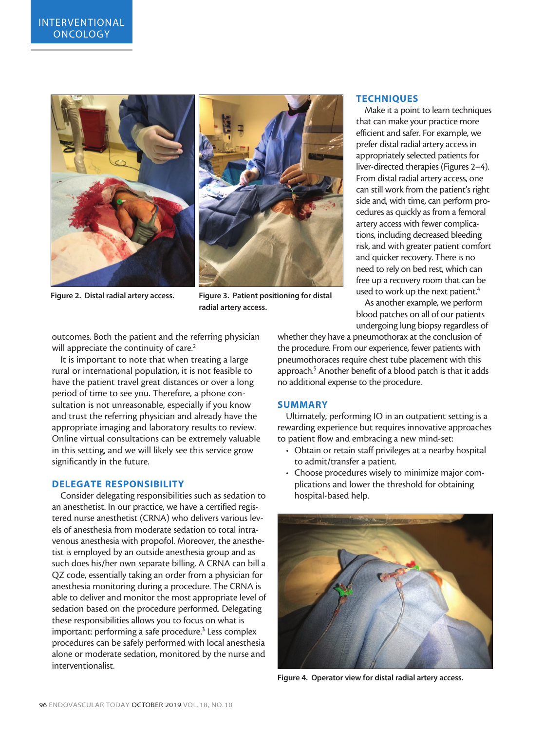Figure 2. Distal radial artery access.

Figure 3. Patient positioning for distal radial artery access.

outcomes. Both the patient and the referring physician will appreciate the continuity of care.[2]

It is important to note that when treating a large rural or international population, it is not feasible to have the patient travel great distances or over a long period of time to see you. Therefore, a phone consultation is not unreasonable, especially if you know and trust the referring physician and already have the appropriate imaging and laboratory results to review. Online virtual consultations can be extremely valuable in this setting, and we will likely see this service grow significantly in the future.

## DELEGATE RESPONSIBILITY

Consider delegating responsibilities such as sedation to an anesthetist. In our practice, we have a certified registered nurse anesthetist (CRNA) who delivers various levels of anesthesia from moderate sedation to total intravenous anesthesia with propofol. Moreover, the anesthetist is employed by an outside anesthesia group and as such does his/her own separate billing. A CRNA can bill a QZ code, essentially taking an order from a physician for anesthesia monitoring during a procedure. The CRNA is able to deliver and monitor the most appropriate level of sedation based on the procedure performed. Delegating these responsibilities allows you to focus on what is important: performing a safe procedure.[3] Less complex procedures can be safely performed with local anesthesia alone or moderate sedation, monitored by the nurse and interventionalist.

## TECHNIQUES

Make it a point to learn techniques that can make your practice more efficient and safer. For example, we prefer distal radial artery access in appropriately selected patients for liver-directed therapies (Figures 2–4). From distal radial artery access, one can still work from the patient's right side and, with time, can perform procedures as quickly as from a femoral artery access with fewer complications, including decreased bleeding risk, and with greater patient comfort and quicker recovery. There is no need to rely on bed rest, which can free up a recovery room that can be used to work up the next patient.[4]

As another example, we perform blood patches on all of our patients undergoing lung biopsy regardless of whether they have a pneumothorax at the conclusion of the procedure. From our experience, fewer patients with pneumothoraces require chest tube placement with this approach.[5] Another benefit of a blood patch is that it adds no additional expense to the procedure.

## SUMMARY

Ultimately, performing IO in an outpatient setting is a rewarding experience but requires innovative approaches to patient flow and embracing a new mind-set:

- Obtain or retain staff privileges at a nearby hospital to admit/transfer a patient.
- Choose procedures wisely to minimize major complications and lower the threshold for obtaining hospital-based help.

Figure 4. Operator view for distal radial artery access.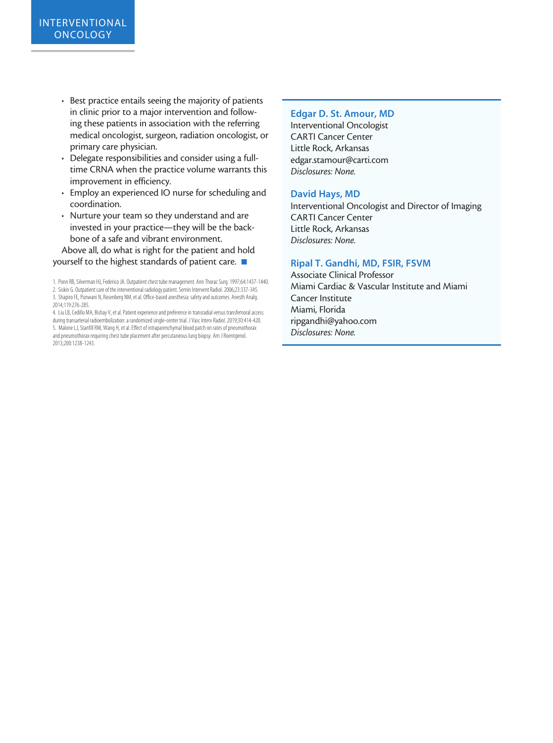- Best practice entails seeing the majority of patients in clinic prior to a major intervention and following these patients in association with the referring medical oncologist, surgeon, radiation oncologist, or primary care physician.
- Delegate responsibilities and consider using a full-time CRNA when the practice volume warrants this improvement in efficiency.
- Employ an experienced IO nurse for scheduling and coordination.
- Nurture your team so they understand and are invested in your practice—they will be the backbone of a safe and vibrant environment.

Above all, do what is right for the patient and hold yourself to the highest standards of patient care. ■

1. Ponn RB, Silverman HJ, Federico JA. Outpatient chest tube management. Ann Thorac Surg. 1997;64:1437-1440.
2. Siskin G. Outpatient care of the interventional radiology patient. Semin Intervent Radiol. 2006;23:337-345.
3. Shapiro FE, Punwani N, Rosenberg NM, et al. Office-based anesthesia: safety and outcomes. Anesth Analg. 2014;119:276-285.
4. Liu LB, Cedillo MA, Bishay V, et al. Patient experience and preference in transradial versus transfemoral access during transarterial radioembolization: a randomized single-center trial. J Vasc Interv Radiol. 2019;30:414-420.
5. Malone LJ, Stanfill RM, Wang H, et al. Effect of intraparenchymal blood patch on rates of pneumothorax and pneumothorax requiring chest tube placement after percutaneous lung biopsy. Am J Roentgenol. 2013;200:1238-1243.

**Edgar D. St. Amour, MD**
Interventional Oncologist
CARTI Cancer Center
Little Rock, Arkansas
edgar.stamour@carti.com
*Disclosures: None.*

**David Hays, MD**
Interventional Oncologist and Director of Imaging
CARTI Cancer Center
Little Rock, Arkansas
*Disclosures: None.*

**Ripal T. Gandhi, MD, FSIR, FSVM**
Associate Clinical Professor
Miami Cardiac & Vascular Institute and Miami Cancer Institute
Miami, Florida
ripgandhi@yahoo.com
*Disclosures: None.*